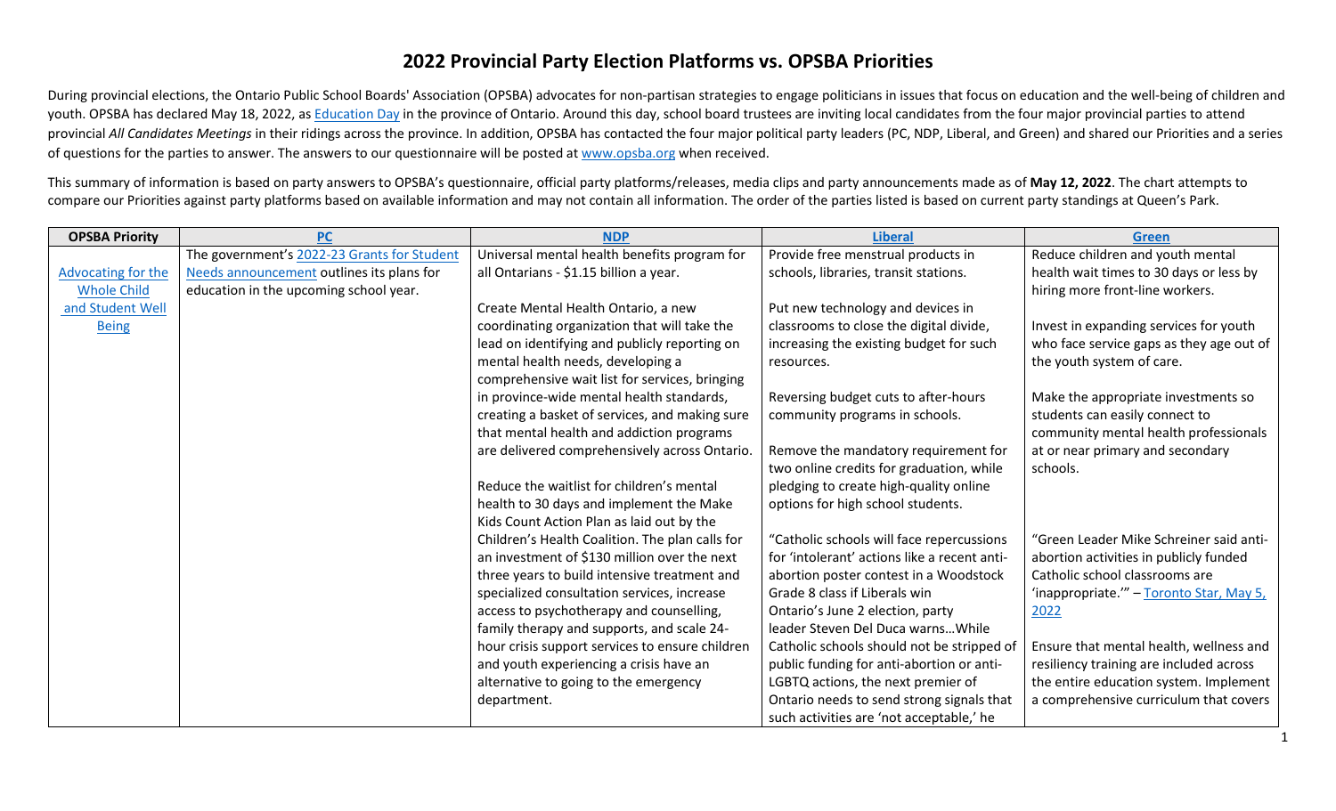# 2022 Provincial Party Election Platforms vs. OPSBA Priorities

During provincial elections, the Ontario Public School Boards' Association (OPSBA) advocates for non-partisan strategies to engage politicians in issues that focus on education and the well-being of children and youth. OPSBA has declared May 18, 2022, as Education Day in the province of Ontario. Around this day, school board trustees are inviting local candidates from the four major provincial parties to attend provincial *All Candidates Meetings* in their ridings across the province. In addition, OPSBA has contacted the four major political party leaders (PC, NDP, Liberal, and Green) and shared our Priorities and a series of questions for the parties to answer. The answers to our questionnaire will be posted at www.opsba.org when received.

This summary of information is based on party answers to OPSBA's questionnaire, official party platforms/releases, media clips and party announcements made as of **May 12, 2022**. The chart attempts to compare our Priorities against party platforms based on available information and may not contain all information. The order of the parties listed is based on current party standings at Queen's Park.

| OPSBA Priority | PC | NDP | Liberal | Green |
|---|---|---|---|---|
| Advocating for the Whole Child and Student Well Being | The government's 2022-23 Grants for Student Needs announcement outlines its plans for education in the upcoming school year. | Universal mental health benefits program for all Ontarians - $1.15 billion a year.<br><br>Create Mental Health Ontario, a new coordinating organization that will take the lead on identifying and publicly reporting on mental health needs, developing a comprehensive wait list for services, bringing in province-wide mental health standards, creating a basket of services, and making sure that mental health and addiction programs are delivered comprehensively across Ontario.<br><br>Reduce the waitlist for children's mental health to 30 days and implement the Make Kids Count Action Plan as laid out by the Children's Health Coalition. The plan calls for an investment of $130 million over the next three years to build intensive treatment and specialized consultation services, increase access to psychotherapy and counselling, family therapy and supports, and scale 24-hour crisis support services to ensure children and youth experiencing a crisis have an alternative to going to the emergency department. | Provide free menstrual products in schools, libraries, transit stations.<br><br>Put new technology and devices in classrooms to close the digital divide, increasing the existing budget for such resources.<br><br>Reversing budget cuts to after-hours community programs in schools.<br><br>Remove the mandatory requirement for two online credits for graduation, while pledging to create high-quality online options for high school students.<br><br>"Catholic schools will face repercussions for 'intolerant' actions like a recent anti-abortion poster contest in a Woodstock Grade 8 class if Liberals win Ontario's June 2 election, party leader Steven Del Duca warns…While Catholic schools should not be stripped of public funding for anti-abortion or anti-LGBTQ actions, the next premier of Ontario needs to send strong signals that such activities are 'not acceptable,' he | Reduce children and youth mental health wait times to 30 days or less by hiring more front-line workers.<br><br>Invest in expanding services for youth who face service gaps as they age out of the youth system of care.<br><br>Make the appropriate investments so students can easily connect to community mental health professionals at or near primary and secondary schools.<br><br>"Green Leader Mike Schreiner said anti-abortion activities in publicly funded Catholic school classrooms are 'inappropriate.'" – Toronto Star, May 5, 2022<br><br>Ensure that mental health, wellness and resiliency training are included across the entire education system. Implement a comprehensive curriculum that covers |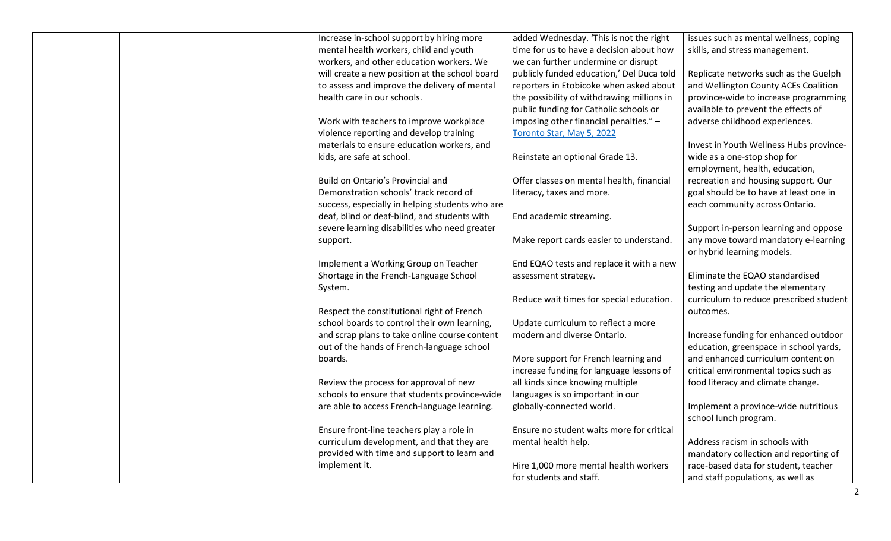| | | | | |
|---|---|---|---|---|
| | | Increase in-school support by hiring more mental health workers, child and youth workers, and other education workers. We will create a new position at the school board to assess and improve the delivery of mental health care in our schools.<br><br>Work with teachers to improve workplace violence reporting and develop training materials to ensure education workers, and kids, are safe at school.<br><br>Build on Ontario's Provincial and Demonstration schools' track record of success, especially in helping students who are deaf, blind or deaf-blind, and students with severe learning disabilities who need greater support.<br><br>Implement a Working Group on Teacher Shortage in the French-Language School System.<br><br>Respect the constitutional right of French school boards to control their own learning, and scrap plans to take online course content out of the hands of French-language school boards.<br><br>Review the process for approval of new schools to ensure that students province-wide are able to access French-language learning.<br><br>Ensure front-line teachers play a role in curriculum development, and that they are provided with time and support to learn and implement it. | added Wednesday. 'This is not the right time for us to have a decision about how we can further undermine or disrupt publicly funded education,' Del Duca told reporters in Etobicoke when asked about the possibility of withdrawing millions in public funding for Catholic schools or imposing other financial penalties." – Toronto Star, May 5, 2022<br><br>Reinstate an optional Grade 13.<br><br>Offer classes on mental health, financial literacy, taxes and more.<br><br>End academic streaming.<br><br>Make report cards easier to understand.<br><br>End EQAO tests and replace it with a new assessment strategy.<br><br>Reduce wait times for special education.<br><br>Update curriculum to reflect a more modern and diverse Ontario.<br><br>More support for French learning and increase funding for language lessons of all kinds since knowing multiple languages is so important in our globally-connected world.<br><br>Ensure no student waits more for critical mental health help.<br><br>Hire 1,000 more mental health workers for students and staff. | issues such as mental wellness, coping skills, and stress management.<br><br>Replicate networks such as the Guelph and Wellington County ACEs Coalition province-wide to increase programming available to prevent the effects of adverse childhood experiences.<br><br>Invest in Youth Wellness Hubs province-wide as a one-stop shop for employment, health, education, recreation and housing support. Our goal should be to have at least one in each community across Ontario.<br><br>Support in-person learning and oppose any move toward mandatory e-learning or hybrid learning models.<br><br>Eliminate the EQAO standardised testing and update the elementary curriculum to reduce prescribed student outcomes.<br><br>Increase funding for enhanced outdoor education, greenspace in school yards, and enhanced curriculum content on critical environmental topics such as food literacy and climate change.<br><br>Implement a province-wide nutritious school lunch program.<br><br>Address racism in schools with mandatory collection and reporting of race-based data for student, teacher and staff populations, as well as |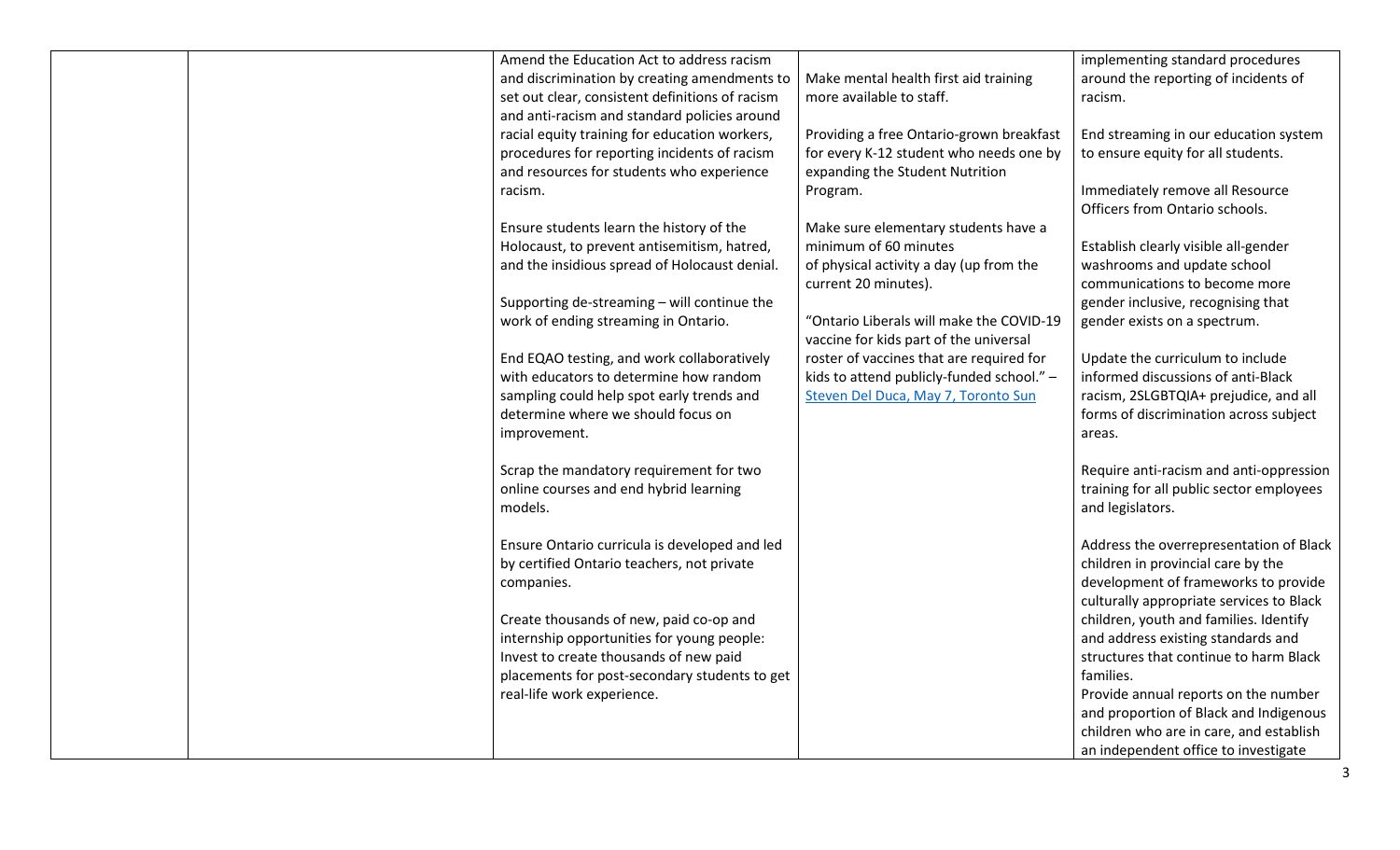| | | | | |
|---|---|---|---|---|
| | | Amend the Education Act to address racism and discrimination by creating amendments to set out clear, consistent definitions of racism and anti-racism and standard policies around racial equity training for education workers, procedures for reporting incidents of racism and resources for students who experience racism.<br><br>Ensure students learn the history of the Holocaust, to prevent antisemitism, hatred, and the insidious spread of Holocaust denial.<br><br>Supporting de-streaming – will continue the work of ending streaming in Ontario.<br><br>End EQAO testing, and work collaboratively with educators to determine how random sampling could help spot early trends and determine where we should focus on improvement.<br><br>Scrap the mandatory requirement for two online courses and end hybrid learning models.<br><br>Ensure Ontario curricula is developed and led by certified Ontario teachers, not private companies.<br><br>Create thousands of new, paid co-op and internship opportunities for young people: Invest to create thousands of new paid placements for post-secondary students to get real-life work experience. | Make mental health first aid training more available to staff.<br><br>Providing a free Ontario-grown breakfast for every K-12 student who needs one by expanding the Student Nutrition Program.<br><br>Make sure elementary students have a minimum of 60 minutes of physical activity a day (up from the current 20 minutes).<br><br>"Ontario Liberals will make the COVID-19 vaccine for kids part of the universal roster of vaccines that are required for kids to attend publicly-funded school." – Steven Del Duca, May 7, Toronto Sun | implementing standard procedures around the reporting of incidents of racism.<br><br>End streaming in our education system to ensure equity for all students.<br><br>Immediately remove all Resource Officers from Ontario schools.<br><br>Establish clearly visible all-gender washrooms and update school communications to become more gender inclusive, recognising that gender exists on a spectrum.<br><br>Update the curriculum to include informed discussions of anti-Black racism, 2SLGBTQIA+ prejudice, and all forms of discrimination across subject areas.<br><br>Require anti-racism and anti-oppression training for all public sector employees and legislators.<br><br>Address the overrepresentation of Black children in provincial care by the development of frameworks to provide culturally appropriate services to Black children, youth and families. Identify and address existing standards and structures that continue to harm Black families.<br>Provide annual reports on the number and proportion of Black and Indigenous children who are in care, and establish an independent office to investigate |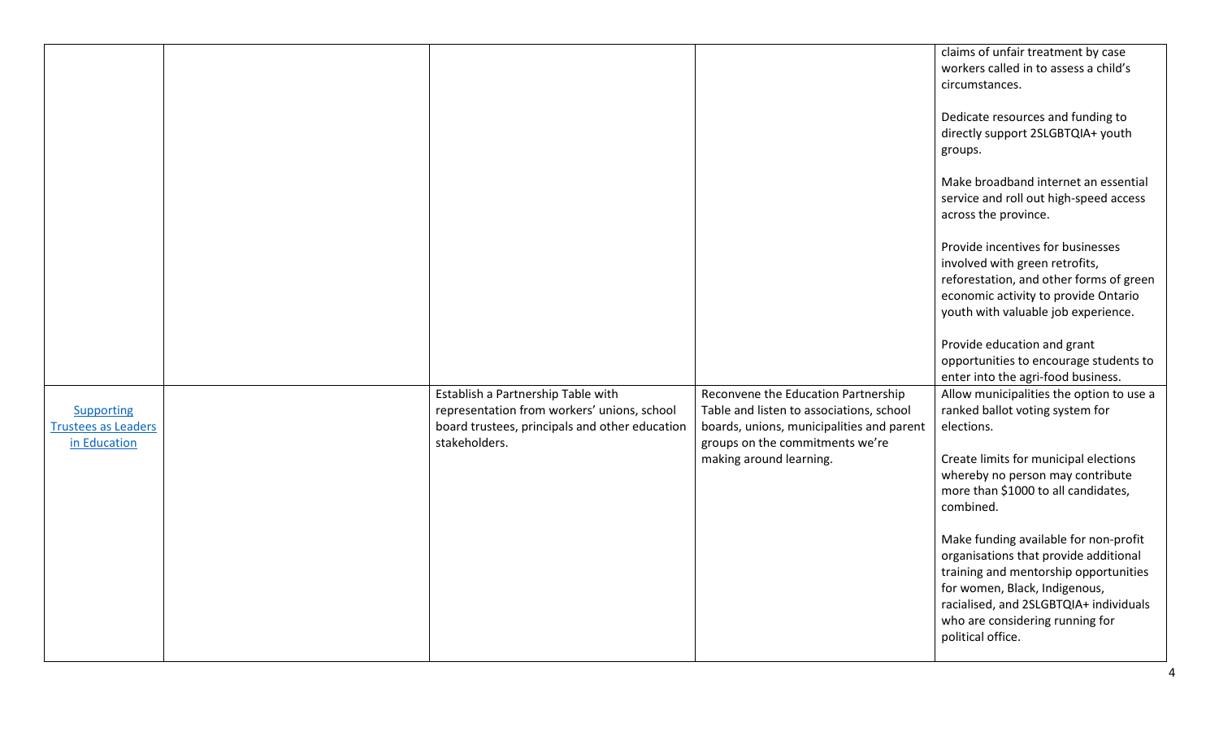| | | | | |
|---|---|---|---|---|
| | | | | claims of unfair treatment by case workers called in to assess a child's circumstances.<br><br>Dedicate resources and funding to directly support 2SLGBTQIA+ youth groups.<br><br>Make broadband internet an essential service and roll out high-speed access across the province.<br><br>Provide incentives for businesses involved with green retrofits, reforestation, and other forms of green economic activity to provide Ontario youth with valuable job experience.<br><br>Provide education and grant opportunities to encourage students to enter into the agri-food business. |
| [Supporting Trustees as Leaders in Education] | | Establish a Partnership Table with representation from workers' unions, school board trustees, principals and other education stakeholders. | Reconvene the Education Partnership Table and listen to associations, school boards, unions, municipalities and parent groups on the commitments we're making around learning. | Allow municipalities the option to use a ranked ballot voting system for elections.<br><br>Create limits for municipal elections whereby no person may contribute more than $1000 to all candidates, combined.<br><br>Make funding available for non-profit organisations that provide additional training and mentorship opportunities for women, Black, Indigenous, racialised, and 2SLGBTQIA+ individuals who are considering running for political office. |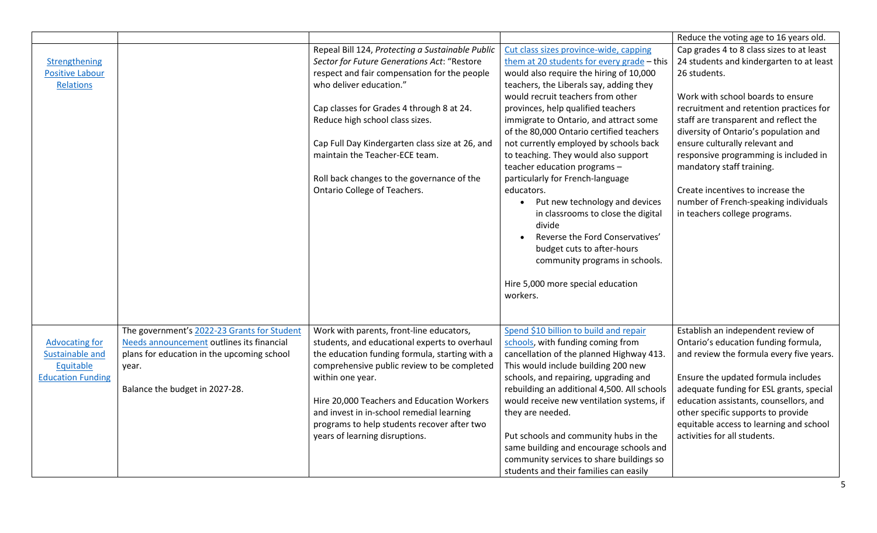| | | | | |
|---|---|---|---|---|
| | | | | Reduce the voting age to 16 years old. |
| Strengthening Positive Labour Relations | | Repeal Bill 124, *Protecting a Sustainable Public Sector for Future Generations Act*: "Restore respect and fair compensation for the people who deliver education."<br><br>Cap classes for Grades 4 through 8 at 24. Reduce high school class sizes.<br><br>Cap Full Day Kindergarten class size at 26, and maintain the Teacher-ECE team.<br><br>Roll back changes to the governance of the Ontario College of Teachers. | Cut class sizes province-wide, capping them at 20 students for every grade – this would also require the hiring of 10,000 teachers, the Liberals say, adding they would recruit teachers from other provinces, help qualified teachers immigrate to Ontario, and attract some of the 80,000 Ontario certified teachers not currently employed by schools back to teaching. They would also support teacher education programs – particularly for French-language educators.<br>• Put new technology and devices in classrooms to close the digital divide<br>• Reverse the Ford Conservatives' budget cuts to after-hours community programs in schools.<br><br>Hire 5,000 more special education workers. | Cap grades 4 to 8 class sizes to at least 24 students and kindergarten to at least 26 students.<br><br>Work with school boards to ensure recruitment and retention practices for staff are transparent and reflect the diversity of Ontario's population and ensure culturally relevant and responsive programming is included in mandatory staff training.<br><br>Create incentives to increase the number of French-speaking individuals in teachers college programs. |
| Advocating for Sustainable and Equitable Education Funding | The government's 2022-23 Grants for Student Needs announcement outlines its financial plans for education in the upcoming school year.<br><br>Balance the budget in 2027-28. | Work with parents, front-line educators, students, and educational experts to overhaul the education funding formula, starting with a comprehensive public review to be completed within one year.<br><br>Hire 20,000 Teachers and Education Workers and invest in in-school remedial learning programs to help students recover after two years of learning disruptions. | Spend $10 billion to build and repair schools, with funding coming from cancellation of the planned Highway 413. This would include building 200 new schools, and repairing, upgrading and rebuilding an additional 4,500. All schools would receive new ventilation systems, if they are needed.<br><br>Put schools and community hubs in the same building and encourage schools and community services to share buildings so students and their families can easily | Establish an independent review of Ontario's education funding formula, and review the formula every five years.<br><br>Ensure the updated formula includes adequate funding for ESL grants, special education assistants, counsellors, and other specific supports to provide equitable access to learning and school activities for all students. |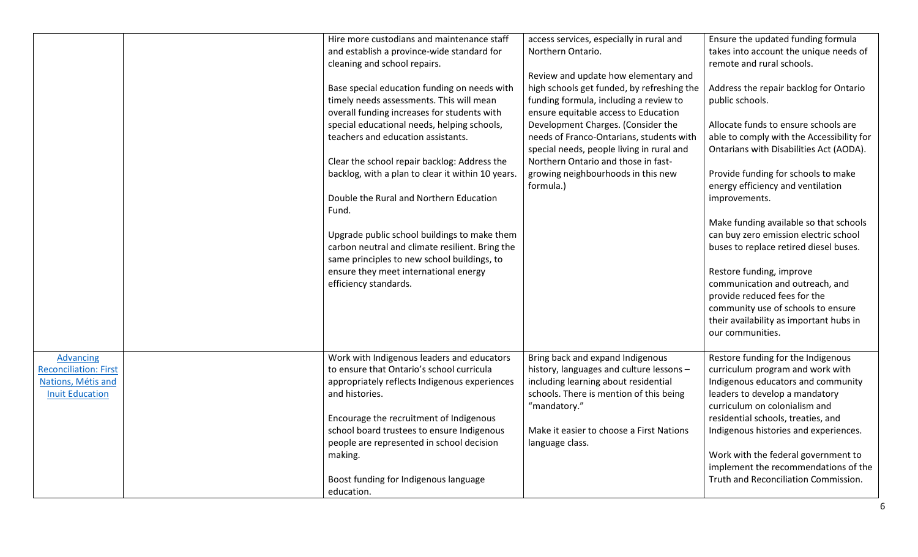| | | | | |
|---|---|---|---|---|
| | | Hire more custodians and maintenance staff and establish a province-wide standard for cleaning and school repairs.<br><br>Base special education funding on needs with timely needs assessments. This will mean overall funding increases for students with special educational needs, helping schools, teachers and education assistants.<br><br>Clear the school repair backlog: Address the backlog, with a plan to clear it within 10 years.<br><br>Double the Rural and Northern Education Fund.<br><br>Upgrade public school buildings to make them carbon neutral and climate resilient. Bring the same principles to new school buildings, to ensure they meet international energy efficiency standards. | access services, especially in rural and Northern Ontario.<br><br>Review and update how elementary and high schools get funded, by refreshing the funding formula, including a review to ensure equitable access to Education Development Charges. (Consider the needs of Franco-Ontarians, students with special needs, people living in rural and Northern Ontario and those in fast-growing neighbourhoods in this new formula.) | Ensure the updated funding formula takes into account the unique needs of remote and rural schools.<br><br>Address the repair backlog for Ontario public schools.<br><br>Allocate funds to ensure schools are able to comply with the Accessibility for Ontarians with Disabilities Act (AODA).<br><br>Provide funding for schools to make energy efficiency and ventilation improvements.<br><br>Make funding available so that schools can buy zero emission electric school buses to replace retired diesel buses.<br><br>Restore funding, improve communication and outreach, and provide reduced fees for the community use of schools to ensure their availability as important hubs in our communities. |
| Advancing Reconciliation: First Nations, Métis and Inuit Education | | Work with Indigenous leaders and educators to ensure that Ontario's school curricula appropriately reflects Indigenous experiences and histories.<br><br>Encourage the recruitment of Indigenous school board trustees to ensure Indigenous people are represented in school decision making.<br><br>Boost funding for Indigenous language education. | Bring back and expand Indigenous history, languages and culture lessons – including learning about residential schools. There is mention of this being "mandatory."<br><br>Make it easier to choose a First Nations language class. | Restore funding for the Indigenous curriculum program and work with Indigenous educators and community leaders to develop a mandatory curriculum on colonialism and residential schools, treaties, and Indigenous histories and experiences.<br><br>Work with the federal government to implement the recommendations of the Truth and Reconciliation Commission. |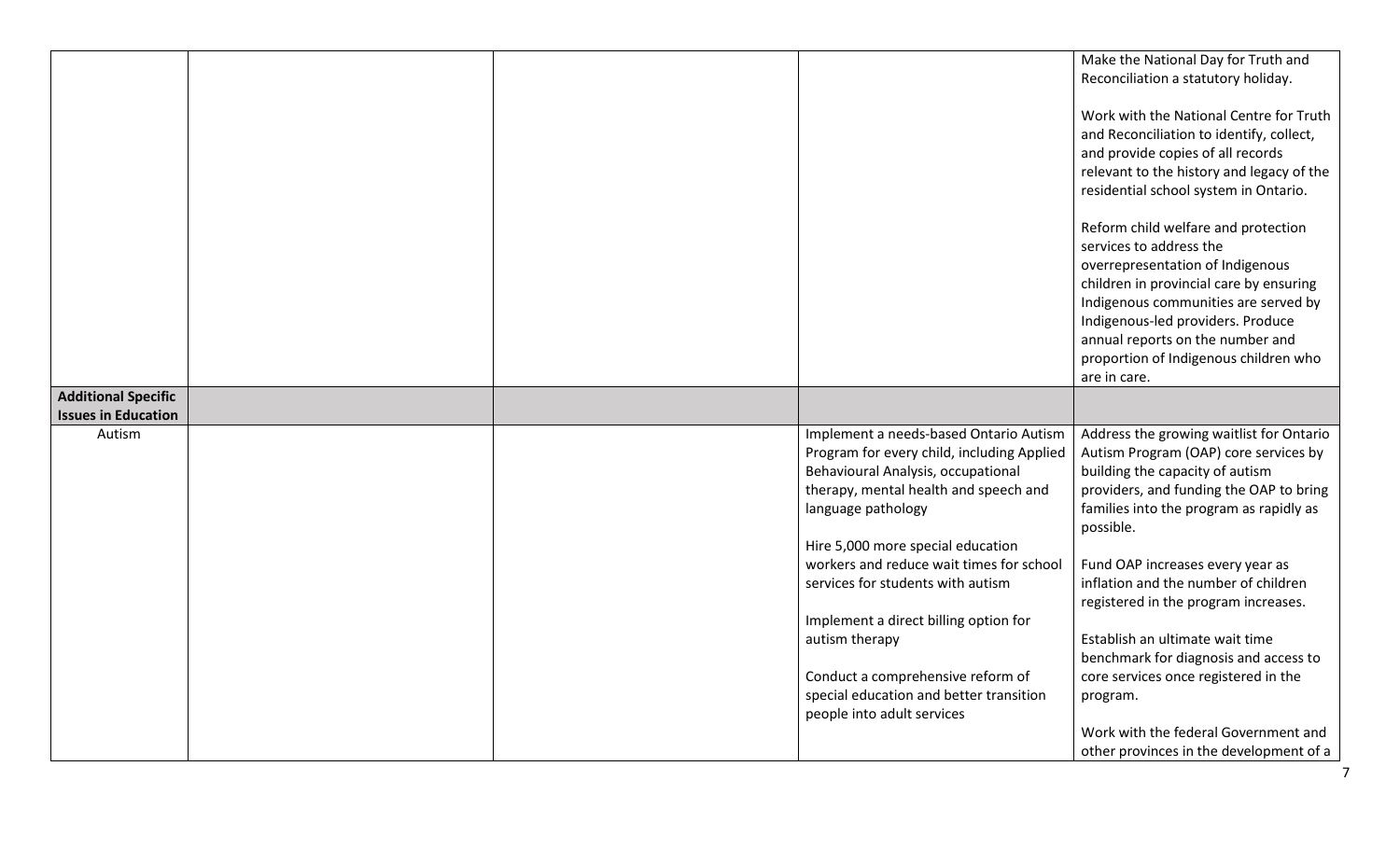| | | | | |
|---|---|---|---|---|
| | | | | Make the National Day for Truth and Reconciliation a statutory holiday.<br><br>Work with the National Centre for Truth and Reconciliation to identify, collect, and provide copies of all records relevant to the history and legacy of the residential school system in Ontario.<br><br>Reform child welfare and protection services to address the overrepresentation of Indigenous children in provincial care by ensuring Indigenous communities are served by Indigenous-led providers. Produce annual reports on the number and proportion of Indigenous children who are in care. |
| **Additional Specific Issues in Education** | | | | |
| Autism | | | Implement a needs-based Ontario Autism Program for every child, including Applied Behavioural Analysis, occupational therapy, mental health and speech and language pathology<br><br>Hire 5,000 more special education workers and reduce wait times for school services for students with autism<br><br>Implement a direct billing option for autism therapy<br><br>Conduct a comprehensive reform of special education and better transition people into adult services | Address the growing waitlist for Ontario Autism Program (OAP) core services by building the capacity of autism providers, and funding the OAP to bring families into the program as rapidly as possible.<br><br>Fund OAP increases every year as inflation and the number of children registered in the program increases.<br><br>Establish an ultimate wait time benchmark for diagnosis and access to core services once registered in the program.<br><br>Work with the federal Government and other provinces in the development of a |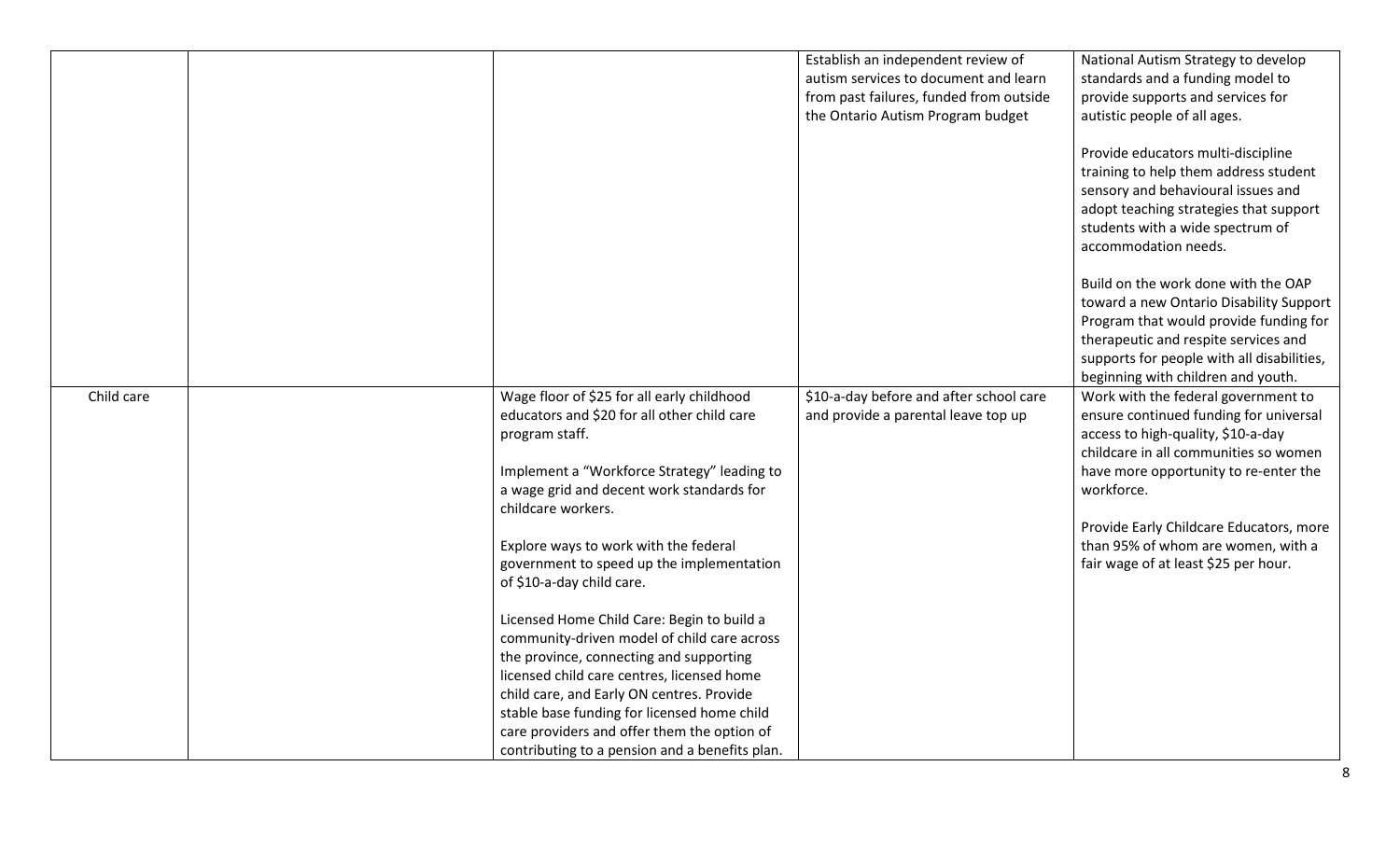| | | | | |
|---|---|---|---|---|
| | | | Establish an independent review of autism services to document and learn from past failures, funded from outside the Ontario Autism Program budget | National Autism Strategy to develop standards and a funding model to provide supports and services for autistic people of all ages.<br><br>Provide educators multi-discipline training to help them address student sensory and behavioural issues and adopt teaching strategies that support students with a wide spectrum of accommodation needs.<br><br>Build on the work done with the OAP toward a new Ontario Disability Support Program that would provide funding for therapeutic and respite services and supports for people with all disabilities, beginning with children and youth. |
| Child care | | Wage floor of $25 for all early childhood educators and $20 for all other child care program staff.<br><br>Implement a "Workforce Strategy" leading to a wage grid and decent work standards for childcare workers.<br><br>Explore ways to work with the federal government to speed up the implementation of $10-a-day child care.<br><br>Licensed Home Child Care: Begin to build a community-driven model of child care across the province, connecting and supporting licensed child care centres, licensed home child care, and Early ON centres. Provide stable base funding for licensed home child care providers and offer them the option of contributing to a pension and a benefits plan. | $10-a-day before and after school care and provide a parental leave top up | Work with the federal government to ensure continued funding for universal access to high-quality, $10-a-day childcare in all communities so women have more opportunity to re-enter the workforce.<br><br>Provide Early Childcare Educators, more than 95% of whom are women, with a fair wage of at least $25 per hour. |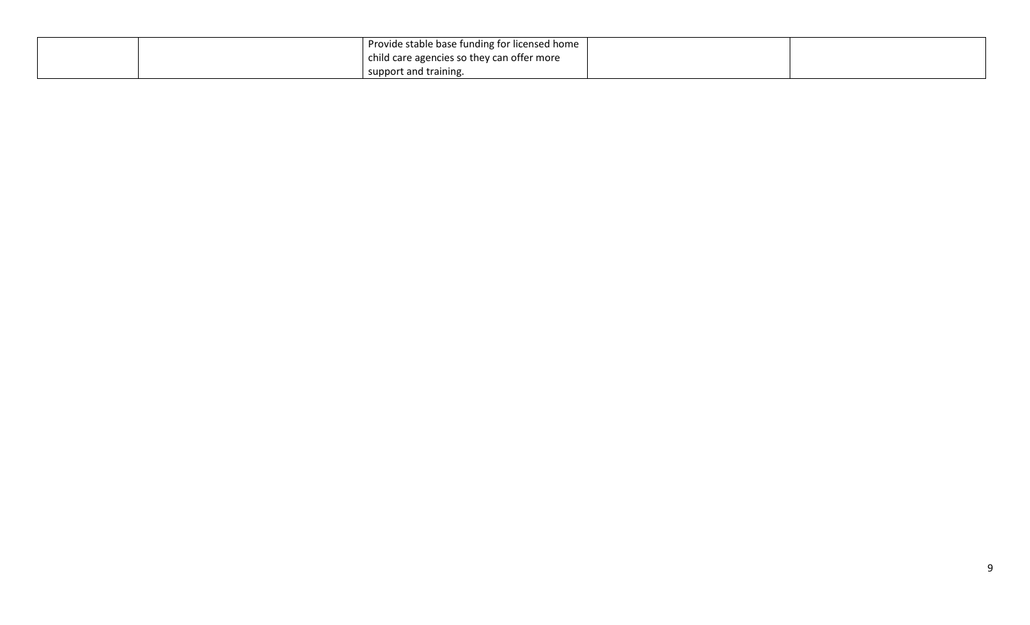| | | | | |
|---|---|---|---|---|
| | | Provide stable base funding for licensed home child care agencies so they can offer more support and training. | | |